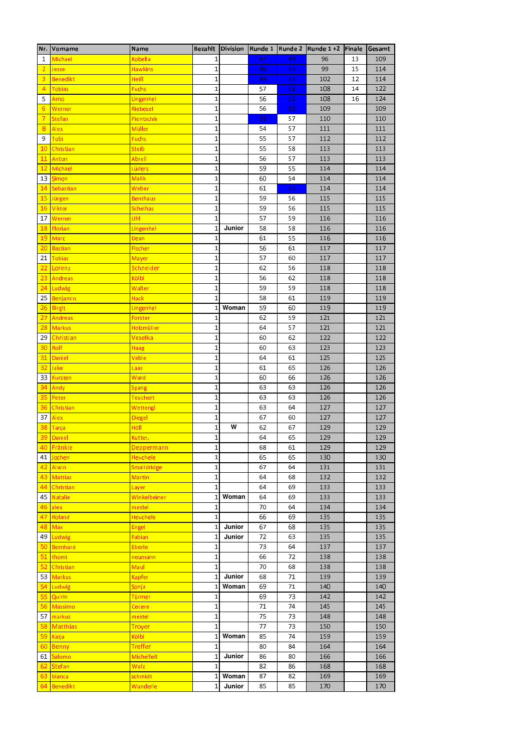| Nr. | Vorname | Name | Bezahlt | Division | Runde 1 | Runde 2 | Runde 1 +2 | Finale | Gesamt |
|---|---|---|---|---|---|---|---|---|---|
| 1 | Michael | Kobella | 1 | | 47 | 49 | 96 | 13 | 109 |
| 2 | Jesse | Hawkins | 1 | | 46 | 53 | 99 | 15 | 114 |
| 3 | Benedikt | Heiß | 1 | | 49 | 53 | 102 | 12 | 114 |
| 4 | Tobias | Fuchs | 1 | | 57 | 51 | 108 | 14 | 122 |
| 5 | Arno | Lingenhel | 1 | | 56 | 52 | 108 | 16 | 124 |
| 6 | Werner | Riebesel | 1 | | 56 | 53 | 109 | | 109 |
| 7 | Stefan | Pientschik | 1 | | 53 | 57 | 110 | | 110 |
| 8 | Alex | Müller | 1 | | 54 | 57 | 111 | | 111 |
| 9 | Tobi | Fuchs | 1 | | 55 | 57 | 112 | | 112 |
| 10 | Christian | Steib | 1 | | 55 | 58 | 113 | | 113 |
| 11 | Anton | Abrell | 1 | | 56 | 57 | 113 | | 113 |
| 12 | Michael | Lüders | 1 | | 59 | 55 | 114 | | 114 |
| 13 | Simon | Malik | 1 | | 60 | 54 | 114 | | 114 |
| 14 | Sebastian | Weber | 1 | | 61 | 53 | 114 | | 114 |
| 15 | Jürgen | Benthaus | 1 | | 59 | 56 | 115 | | 115 |
| 16 | Viktor | Schelhas | 1 | | 59 | 56 | 115 | | 115 |
| 17 | Werner | Uhl | 1 | | 57 | 59 | 116 | | 116 |
| 18 | Florian | Lingenhel | 1 | Junior | 58 | 58 | 116 | | 116 |
| 19 | Marc | Dean | 1 | | 61 | 55 | 116 | | 116 |
| 20 | Bastian | Fischer | 1 | | 56 | 61 | 117 | | 117 |
| 21 | Tobias | Mayer | 1 | | 57 | 60 | 117 | | 117 |
| 22 | Lorenz | Schneider | 1 | | 62 | 56 | 118 | | 118 |
| 23 | Andreas | Kölbl | 1 | | 56 | 62 | 118 | | 118 |
| 24 | Ludwig | Walter | 1 | | 59 | 59 | 118 | | 118 |
| 25 | Benjamin | Hack | 1 | | 58 | 61 | 119 | | 119 |
| 26 | Birgit | Lingenhel | 1 | Woman | 59 | 60 | 119 | | 119 |
| 27 | Andreas | Forster | 1 | | 62 | 59 | 121 | | 121 |
| 28 | Markus | Holzmüller | 1 | | 64 | 57 | 121 | | 121 |
| 29 | Christian | Veselka | 1 | | 60 | 62 | 122 | | 122 |
| 30 | Rolf | Haag | 1 | | 60 | 63 | 123 | | 123 |
| 31 | Daniel | Veble | 1 | | 64 | 61 | 125 | | 125 |
| 32 | Jake | Laas | 1 | | 61 | 65 | 126 | | 126 |
| 33 | Kursten | Ward | 1 | | 60 | 66 | 126 | | 126 |
| 34 | Andy | Spang | 1 | | 63 | 63 | 126 | | 126 |
| 35 | Peter | Teuchert | 1 | | 63 | 63 | 126 | | 126 |
| 36 | Christian | Wettengl | 1 | | 63 | 64 | 127 | | 127 |
| 37 | Alex | Diegel | 1 | | 67 | 60 | 127 | | 127 |
| 38 | Tanja | Höll | 1 | W | 62 | 67 | 129 | | 129 |
| 39 | Daniel | Kutter, | 1 | | 64 | 65 | 129 | | 129 |
| 40 | Fränkie | Deppermann | 1 | | 68 | 61 | 129 | | 129 |
| 41 | Jochen | Heuchele | 1 | | 65 | 65 | 130 | | 130 |
| 42 | Alwin | Smalldridge | 1 | | 67 | 64 | 131 | | 131 |
| 43 | Mattias | Martin | 1 | | 64 | 68 | 132 | | 132 |
| 44 | Christian | Layer | 1 | | 64 | 69 | 133 | | 133 |
| 45 | Natalie | Winkelbeiner | 1 | Woman | 64 | 69 | 133 | | 133 |
| 46 | alex | mestel | 1 | | 70 | 64 | 134 | | 134 |
| 47 | Roland | Heuchele | 1 | | 66 | 69 | 135 | | 135 |
| 48 | Max | Engel | 1 | Junior | 67 | 68 | 135 | | 135 |
| 49 | Ludwig | Fabian | 1 | Junior | 72 | 63 | 135 | | 135 |
| 50 | Bernhard | Eberle | 1 | | 73 | 64 | 137 | | 137 |
| 51 | thomi | neumann | 1 | | 66 | 72 | 138 | | 138 |
| 52 | Christian | Maul | 1 | | 70 | 68 | 138 | | 138 |
| 53 | Markus | Kapfer | 1 | Junior | 68 | 71 | 139 | | 139 |
| 54 | Ludwig | Sonja | 1 | Woman | 69 | 71 | 140 | | 140 |
| 55 | Quirin | Türmer | 1 | | 69 | 73 | 142 | | 142 |
| 56 | Massimo | Cecere | 1 | | 71 | 74 | 145 | | 145 |
| 57 | markus | mestel | 1 | | 75 | 73 | 148 | | 148 |
| 58 | Matthias | Troyer | 1 | | 77 | 73 | 150 | | 150 |
| 59 | Katja | Kölbl | 1 | Woman | 85 | 74 | 159 | | 159 |
| 60 | Benny | Treffer | 1 | | 80 | 84 | 164 | | 164 |
| 61 | Salomo | Michelfeit | 1 | Junior | 86 | 80 | 166 | | 166 |
| 62 | Stefan | Walz | 1 | | 82 | 86 | 168 | | 168 |
| 63 | bianca | schmidt | 1 | Woman | 87 | 82 | 169 | | 169 |
| 64 | Benedikt | Wunderle | 1 | Junior | 85 | 85 | 170 | | 170 |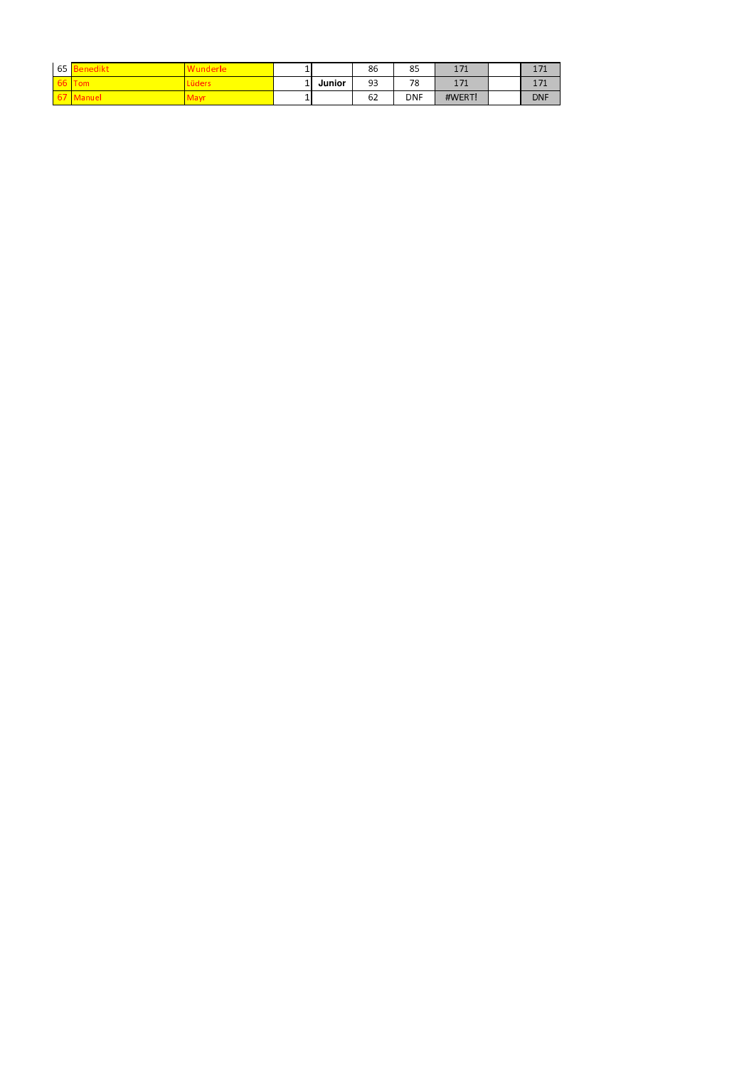| | | | | | | | | | |
|---|---|---|---|---|---|---|---|---|---|
| 65 | Benedikt | Wunderle | 1 | | 86 | 85 | 171 | | 171 |
| 66 | Tom | Lüders | 1 | **Junior** | 93 | 78 | 171 | | 171 |
| 67 | Manuel | Mayr | 1 | | 62 | DNF | #WERT! | | DNF |